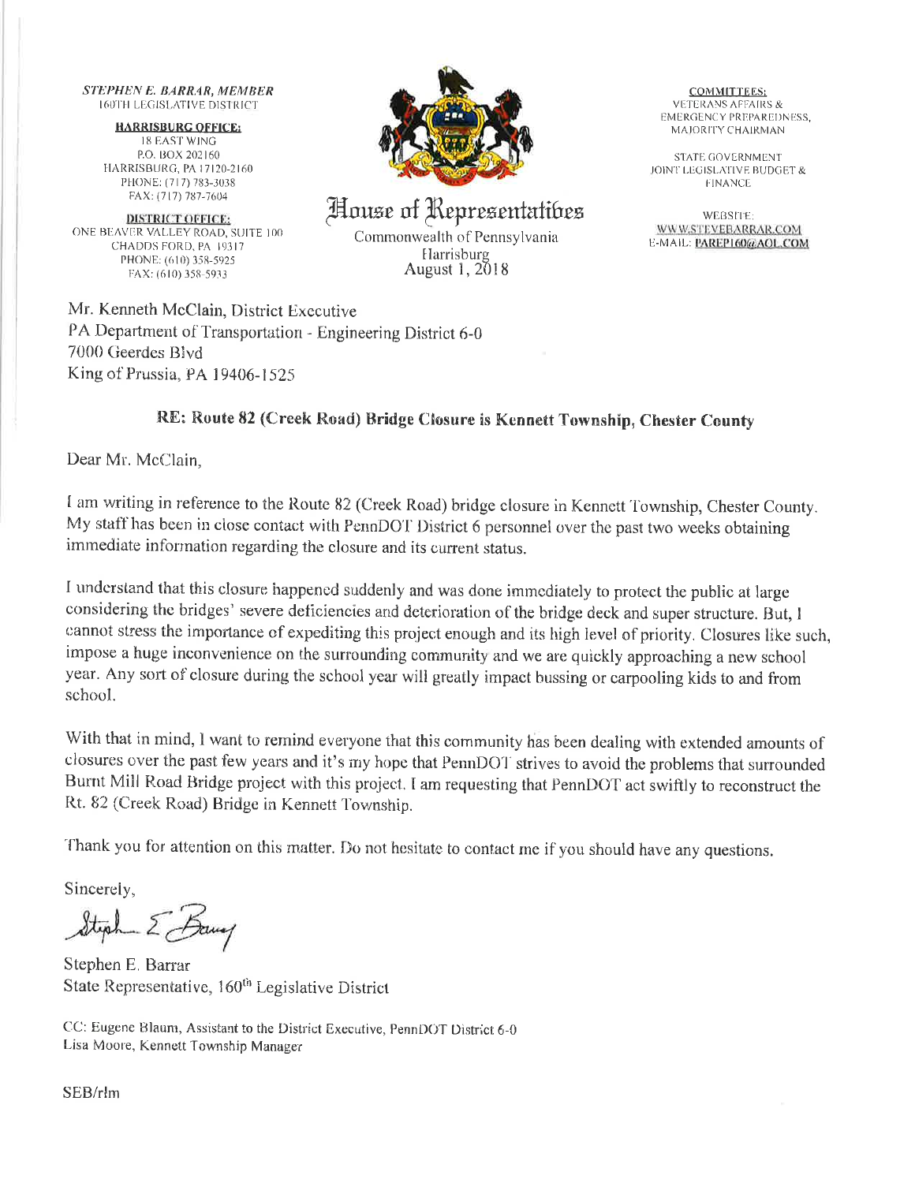*STEPHEN E. BARRAR, MEMBER*
160TH LEGISLATIVE DISTRICT

**HARRISBURG OFFICE:**
18 EAST WING
P.O. BOX 202160
HARRISBURG, PA 17120-2160
PHONE: (717) 783-3038
FAX: (717) 787-7604

**DISTRICT OFFICE:**
ONE BEAVER VALLEY ROAD, SUITE 100
CHADDS FORD, PA 19317
PHONE: (610) 358-5925
FAX: (610) 358-5933

# House of Representatives

Commonwealth of Pennsylvania
Harrisburg
August 1, 2018

**COMMITTEES:**
VETERANS AFFAIRS & EMERGENCY PREPAREDNESS, MAJORITY CHAIRMAN

STATE GOVERNMENT
JOINT LEGISLATIVE BUDGET & FINANCE

WEBSITE:
WWW.STEVEBARRAR.COM
E-MAIL: PAREP160@AOL.COM

Mr. Kenneth McClain, District Executive
PA Department of Transportation - Engineering District 6-0
7000 Geerdes Blvd
King of Prussia, PA 19406-1525

**RE: Route 82 (Creek Road) Bridge Closure is Kennett Township, Chester County**

Dear Mr. McClain,

I am writing in reference to the Route 82 (Creek Road) bridge closure in Kennett Township, Chester County. My staff has been in close contact with PennDOT District 6 personnel over the past two weeks obtaining immediate information regarding the closure and its current status.

I understand that this closure happened suddenly and was done immediately to protect the public at large considering the bridges' severe deficiencies and deterioration of the bridge deck and super structure. But, I cannot stress the importance of expediting this project enough and its high level of priority. Closures like such, impose a huge inconvenience on the surrounding community and we are quickly approaching a new school year. Any sort of closure during the school year will greatly impact bussing or carpooling kids to and from school.

With that in mind, I want to remind everyone that this community has been dealing with extended amounts of closures over the past few years and it's my hope that PennDOT strives to avoid the problems that surrounded Burnt Mill Road Bridge project with this project. I am requesting that PennDOT act swiftly to reconstruct the Rt. 82 (Creek Road) Bridge in Kennett Township.

Thank you for attention on this matter. Do not hesitate to contact me if you should have any questions.

Sincerely,

Stephen E. Barrar
State Representative, 160th Legislative District

CC: Eugene Blaum, Assistant to the District Executive, PennDOT District 6-0
Lisa Moore, Kennett Township Manager

SEB/rlm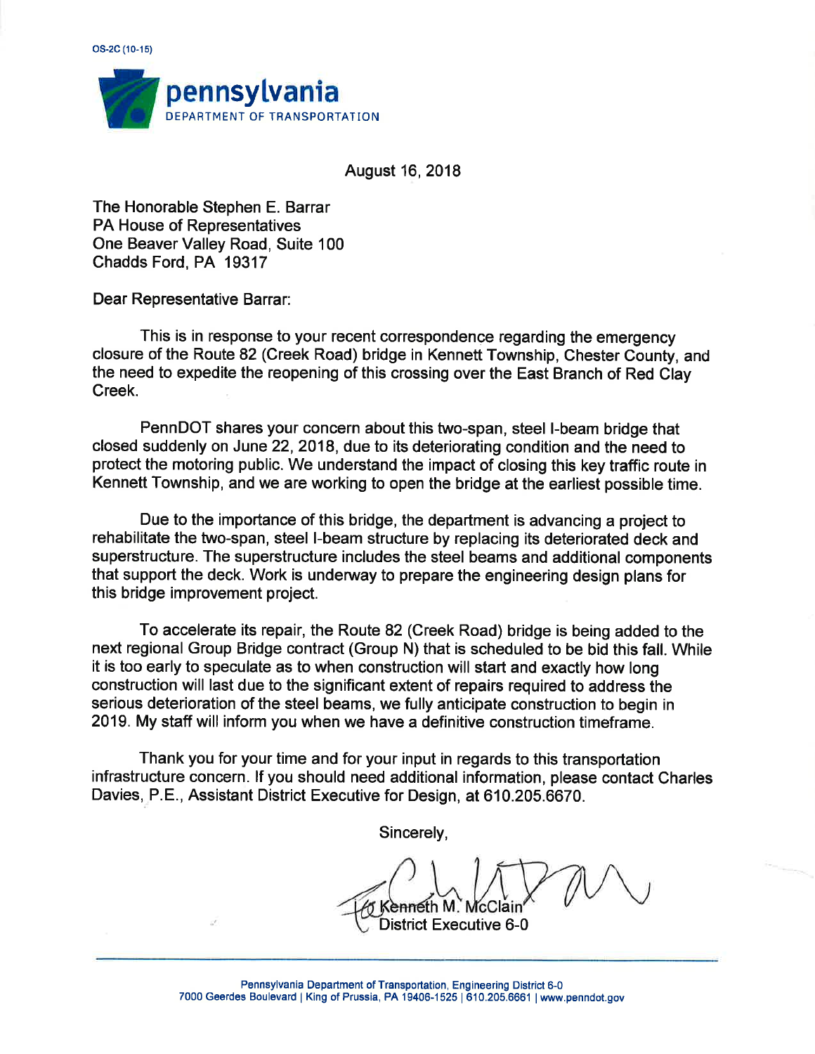OS-2C (10-15)

**pennsylvania**
DEPARTMENT OF TRANSPORTATION

August 16, 2018

The Honorable Stephen E. Barrar
PA House of Representatives
One Beaver Valley Road, Suite 100
Chadds Ford, PA 19317

Dear Representative Barrar:

This is in response to your recent correspondence regarding the emergency closure of the Route 82 (Creek Road) bridge in Kennett Township, Chester County, and the need to expedite the reopening of this crossing over the East Branch of Red Clay Creek.

PennDOT shares your concern about this two-span, steel I-beam bridge that closed suddenly on June 22, 2018, due to its deteriorating condition and the need to protect the motoring public. We understand the impact of closing this key traffic route in Kennett Township, and we are working to open the bridge at the earliest possible time.

Due to the importance of this bridge, the department is advancing a project to rehabilitate the two-span, steel I-beam structure by replacing its deteriorated deck and superstructure. The superstructure includes the steel beams and additional components that support the deck. Work is underway to prepare the engineering design plans for this bridge improvement project.

To accelerate its repair, the Route 82 (Creek Road) bridge is being added to the next regional Group Bridge contract (Group N) that is scheduled to be bid this fall. While it is too early to speculate as to when construction will start and exactly how long construction will last due to the significant extent of repairs required to address the serious deterioration of the steel beams, we fully anticipate construction to begin in 2019. My staff will inform you when we have a definitive construction timeframe.

Thank you for your time and for your input in regards to this transportation infrastructure concern. If you should need additional information, please contact Charles Davies, P.E., Assistant District Executive for Design, at 610.205.6670.

Sincerely,

Kenneth M. McClain
District Executive 6-0

Pennsylvania Department of Transportation, Engineering District 6-0
7000 Geerdes Boulevard | King of Prussia, PA 19406-1525 | 610.205.6661 | www.penndot.gov